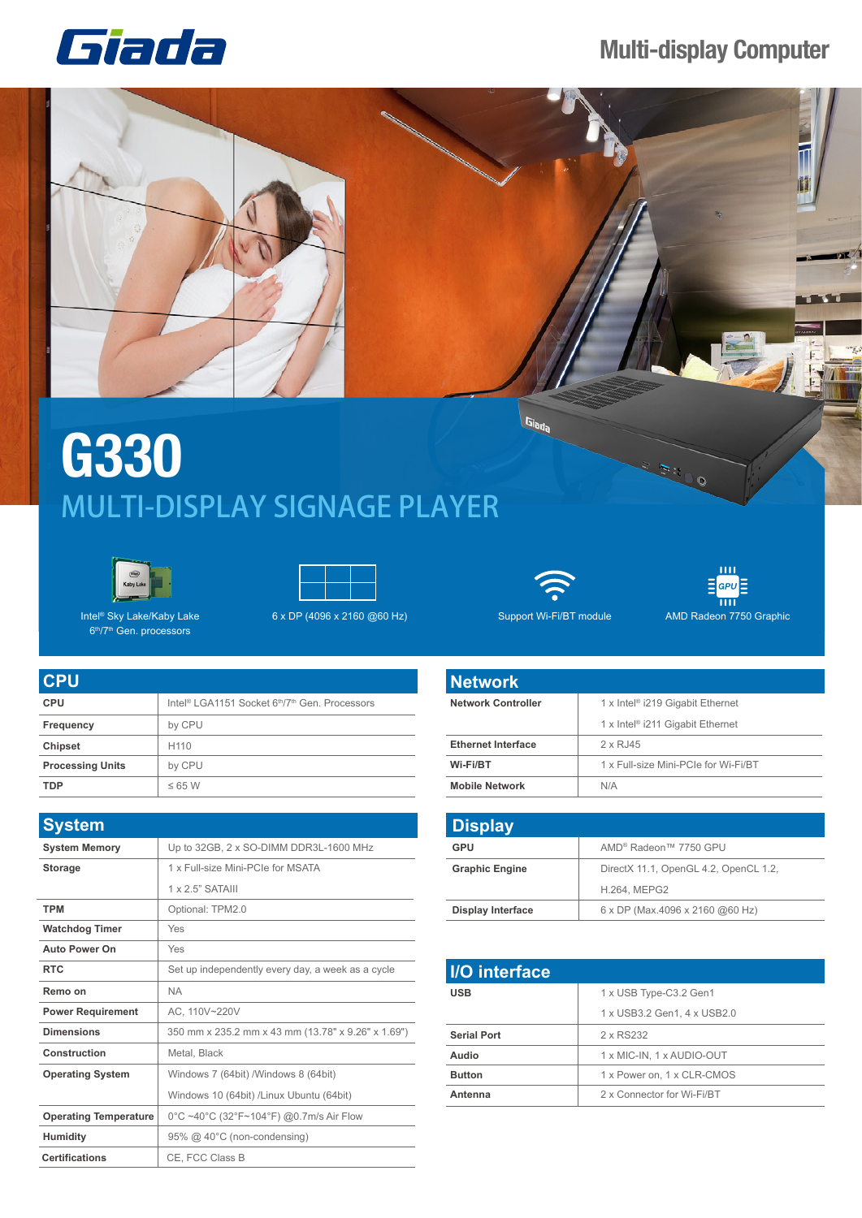Giada

# Multi-display Computer

# G330

## MULTI-DISPLAY SIGNAGE PLAYER

Intel® Sky Lake/Kaby Lake 6th/7th Gen. processors

6 x DP (4096 x 2160 @60 Hz)

Support Wi-Fi/BT module

AMD Radeon 7750 Graphic

## CPU

| | |
|---|---|
| **CPU** | Intel® LGA1151 Socket 6th/7th Gen. Processors |
| **Frequency** | by CPU |
| **Chipset** | H110 |
| **Processing Units** | by CPU |
| **TDP** | ≤ 65 W |

## System

| | |
|---|---|
| **System Memory** | Up to 32GB, 2 x SO-DIMM DDR3L-1600 MHz |
| **Storage** | 1 x Full-size Mini-PCIe for MSATA |
| | 1 x 2.5" SATAIII |
| **TPM** | Optional: TPM2.0 |
| **Watchdog Timer** | Yes |
| **Auto Power On** | Yes |
| **RTC** | Set up independently every day, a week as a cycle |
| **Remo on** | NA |
| **Power Requirement** | AC, 110V~220V |
| **Dimensions** | 350 mm x 235.2 mm x 43 mm (13.78" x 9.26" x 1.69") |
| **Construction** | Metal, Black |
| **Operating System** | Windows 7 (64bit) /Windows 8 (64bit) |
| | Windows 10 (64bit) /Linux Ubuntu (64bit) |
| **Operating Temperature** | 0°C ~40°C (32°F~104°F) @0.7m/s Air Flow |
| **Humidity** | 95% @ 40°C (non-condensing) |
| **Certifications** | CE, FCC Class B |

## Network

| | |
|---|---|
| **Network Controller** | 1 x Intel® i219 Gigabit Ethernet |
| | 1 x Intel® i211 Gigabit Ethernet |
| **Ethernet Interface** | 2 x RJ45 |
| **Wi-Fi/BT** | 1 x Full-size Mini-PCIe for Wi-Fi/BT |
| **Mobile Network** | N/A |

## Display

| | |
|---|---|
| **GPU** | AMD® Radeon™ 7750 GPU |
| **Graphic Engine** | DirectX 11.1, OpenGL 4.2, OpenCL 1.2, |
| | H.264, MEPG2 |
| **Display Interface** | 6 x DP (Max.4096 x 2160 @60 Hz) |

## I/O interface

| | |
|---|---|
| **USB** | 1 x USB Type-C3.2 Gen1 |
| | 1 x USB3.2 Gen1, 4 x USB2.0 |
| **Serial Port** | 2 x RS232 |
| **Audio** | 1 x MIC-IN, 1 x AUDIO-OUT |
| **Button** | 1 x Power on, 1 x CLR-CMOS |
| **Antenna** | 2 x Connector for Wi-Fi/BT |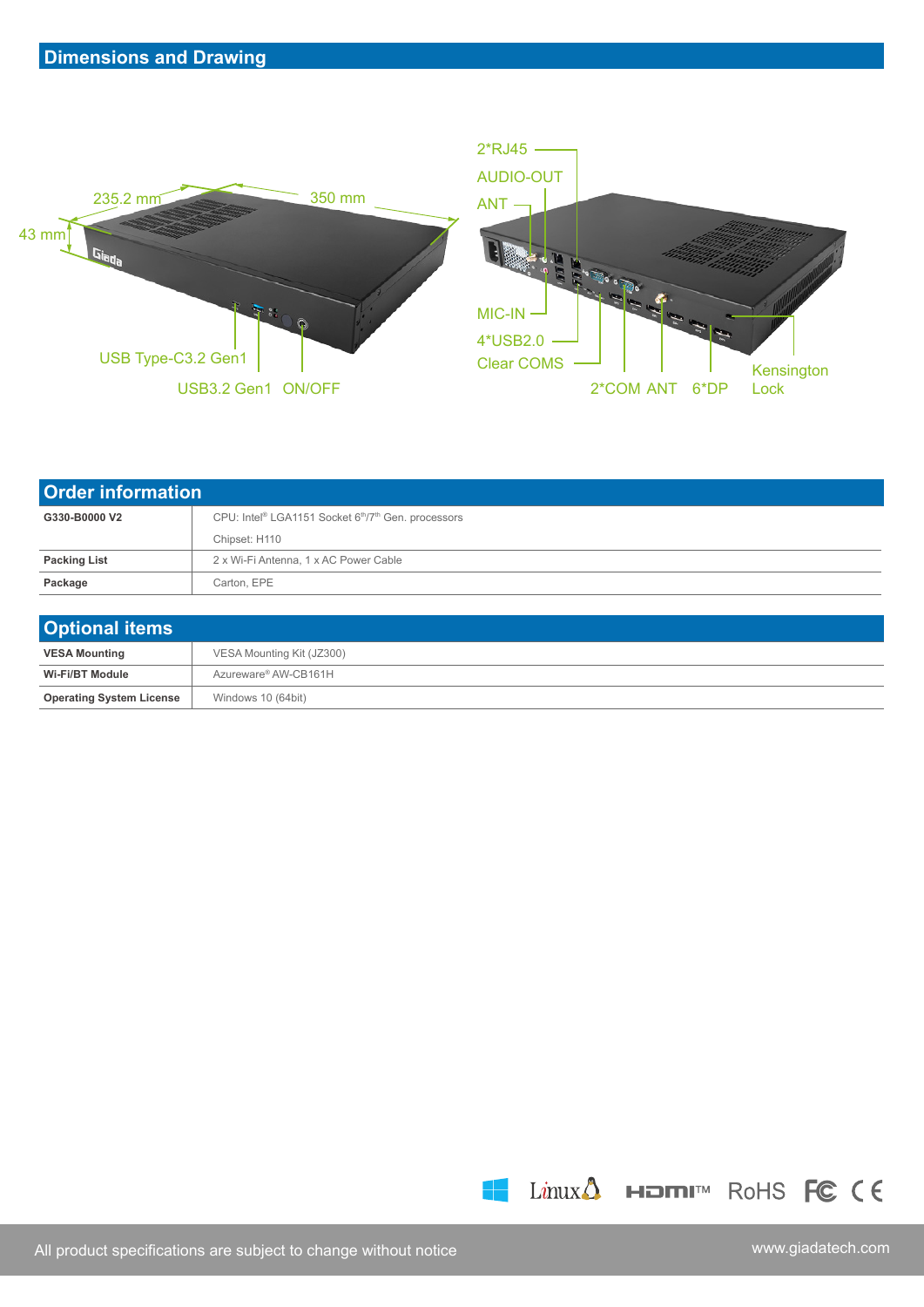## Dimensions and Drawing

235.2 mm
350 mm
43 mm

USB Type-C3.2 Gen1
USB3.2 Gen1
ON/OFF

2*RJ45
AUDIO-OUT
ANT
MIC-IN
4*USB2.0
Clear COMS
2*COM
ANT
6*DP
Kensington Lock

## Order information

| | | |
|---|---|---|
| G330-B0000 V2 | CPU: Intel® LGA1151 Socket 6th/7th Gen. processors<br>Chipset: H110 |
| Packing List | 2 x Wi-Fi Antenna, 1 x AC Power Cable |
| Package | Carton, EPE |

## Optional items

| | |
|---|---|
| VESA Mounting | VESA Mounting Kit (JZ300) |
| Wi-Fi/BT Module | Azureware® AW-CB161H |
| Operating System License | Windows 10 (64bit) |

Linux HDMI™ RoHS FC CE

All product specifications are subject to change without notice

www.giadatech.com